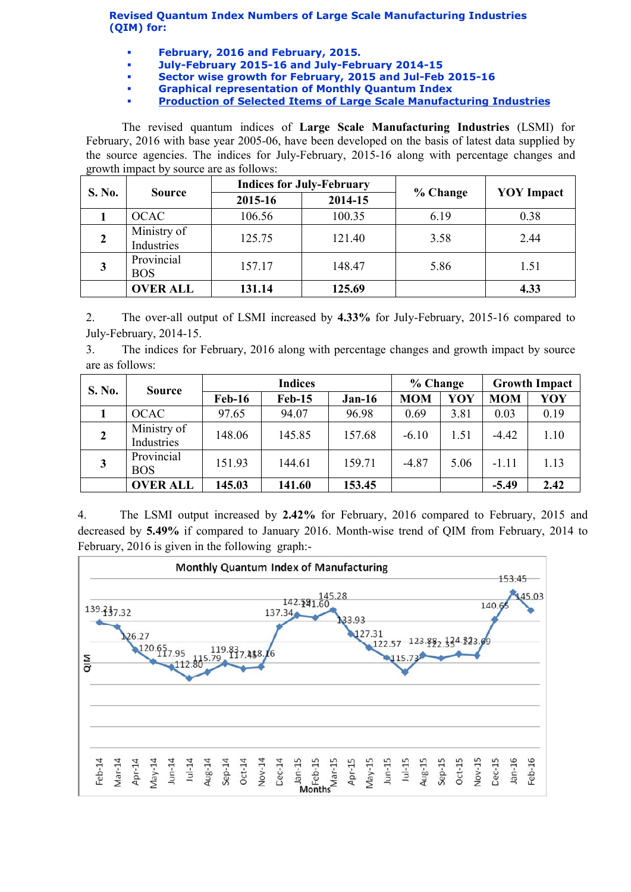**Revised Quantum Index Numbers of Large Scale Manufacturing Industries (QIM) for:**

- **February, 2016 and February, 2015.**
- **July-February 2015-16 and July-February 2014-15**
- **Sector wise growth for February, 2015 and Jul-Feb 2015-16**
- **Graphical representation of Monthly Quantum Index**
- **Production of Selected Items of Large Scale Manufacturing Industries**

The revised quantum indices of **Large Scale Manufacturing Industries** (LSMI) for February, 2016 with base year 2005-06, have been developed on the basis of latest data supplied by the source agencies. The indices for July-February, 2015-16 along with percentage changes and growth impact by source are as follows:

| S. No. | Source | Indices for July-February | | % Change | YOY Impact |
|---|---|---|---|---|---|
| | | 2015-16 | 2014-15 | | |
| 1 | OCAC | 106.56 | 100.35 | 6.19 | 0.38 |
| 2 | Ministry of Industries | 125.75 | 121.40 | 3.58 | 2.44 |
| 3 | Provincial BOS | 157.17 | 148.47 | 5.86 | 1.51 |
| | **OVER ALL** | **131.14** | **125.69** | | **4.33** |

2. The over-all output of LSMI increased by **4.33%** for July-February, 2015-16 compared to July-February, 2014-15.

3. The indices for February, 2016 along with percentage changes and growth impact by source are as follows:

| S. No. | Source | Indices | | | % Change | | Growth Impact | |
|---|---|---|---|---|---|---|---|---|
| | | Feb-16 | Feb-15 | Jan-16 | MOM | YOY | MOM | YOY |
| 1 | OCAC | 97.65 | 94.07 | 96.98 | 0.69 | 3.81 | 0.03 | 0.19 |
| 2 | Ministry of Industries | 148.06 | 145.85 | 157.68 | -6.10 | 1.51 | -4.42 | 1.10 |
| 3 | Provincial BOS | 151.93 | 144.61 | 159.71 | -4.87 | 5.06 | -1.11 | 1.13 |
| | **OVER ALL** | **145.03** | **141.60** | **153.45** | | | **-5.49** | **2.42** |

4. The LSMI output increased by **2.42%** for February, 2016 compared to February, 2015 and decreased by **5.49%** if compared to January 2016. Month-wise trend of QIM from February, 2014 to February, 2016 is given in the following graph:-

Monthly Quantum Index of Manufacturing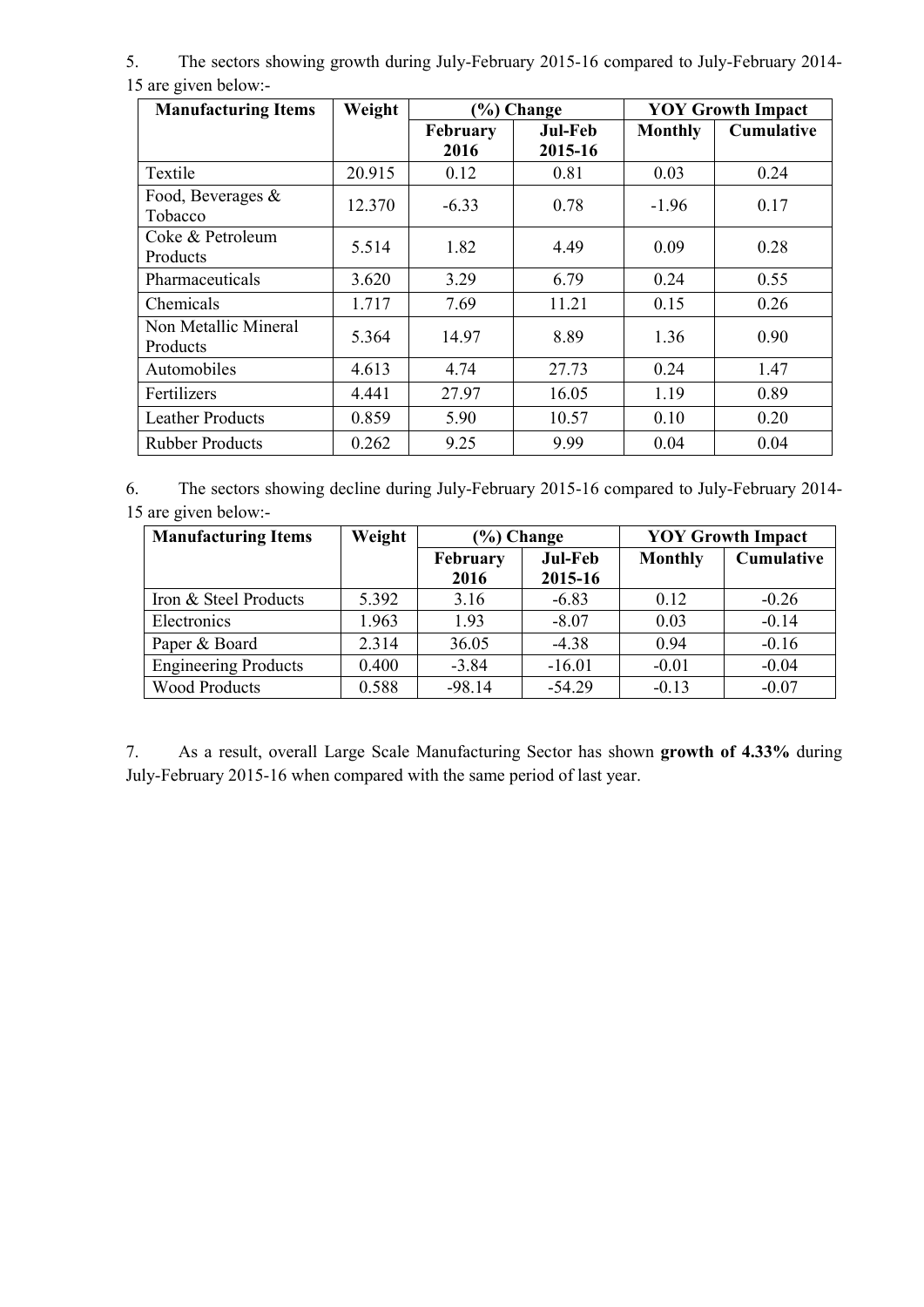5. The sectors showing growth during July-February 2015-16 compared to July-February 2014-15 are given below:-

| Manufacturing Items | Weight | (%) Change | | YOY Growth Impact | |
|---|---|---|---|---|---|
| | | February 2016 | Jul-Feb 2015-16 | Monthly | Cumulative |
| Textile | 20.915 | 0.12 | 0.81 | 0.03 | 0.24 |
| Food, Beverages & Tobacco | 12.370 | -6.33 | 0.78 | -1.96 | 0.17 |
| Coke & Petroleum Products | 5.514 | 1.82 | 4.49 | 0.09 | 0.28 |
| Pharmaceuticals | 3.620 | 3.29 | 6.79 | 0.24 | 0.55 |
| Chemicals | 1.717 | 7.69 | 11.21 | 0.15 | 0.26 |
| Non Metallic Mineral Products | 5.364 | 14.97 | 8.89 | 1.36 | 0.90 |
| Automobiles | 4.613 | 4.74 | 27.73 | 0.24 | 1.47 |
| Fertilizers | 4.441 | 27.97 | 16.05 | 1.19 | 0.89 |
| Leather Products | 0.859 | 5.90 | 10.57 | 0.10 | 0.20 |
| Rubber Products | 0.262 | 9.25 | 9.99 | 0.04 | 0.04 |

6. The sectors showing decline during July-February 2015-16 compared to July-February 2014-15 are given below:-

| Manufacturing Items | Weight | (%) Change | | YOY Growth Impact | |
|---|---|---|---|---|---|
| | | February 2016 | Jul-Feb 2015-16 | Monthly | Cumulative |
| Iron & Steel Products | 5.392 | 3.16 | -6.83 | 0.12 | -0.26 |
| Electronics | 1.963 | 1.93 | -8.07 | 0.03 | -0.14 |
| Paper & Board | 2.314 | 36.05 | -4.38 | 0.94 | -0.16 |
| Engineering Products | 0.400 | -3.84 | -16.01 | -0.01 | -0.04 |
| Wood Products | 0.588 | -98.14 | -54.29 | -0.13 | -0.07 |

7. As a result, overall Large Scale Manufacturing Sector has shown **growth of 4.33%** during July-February 2015-16 when compared with the same period of last year.